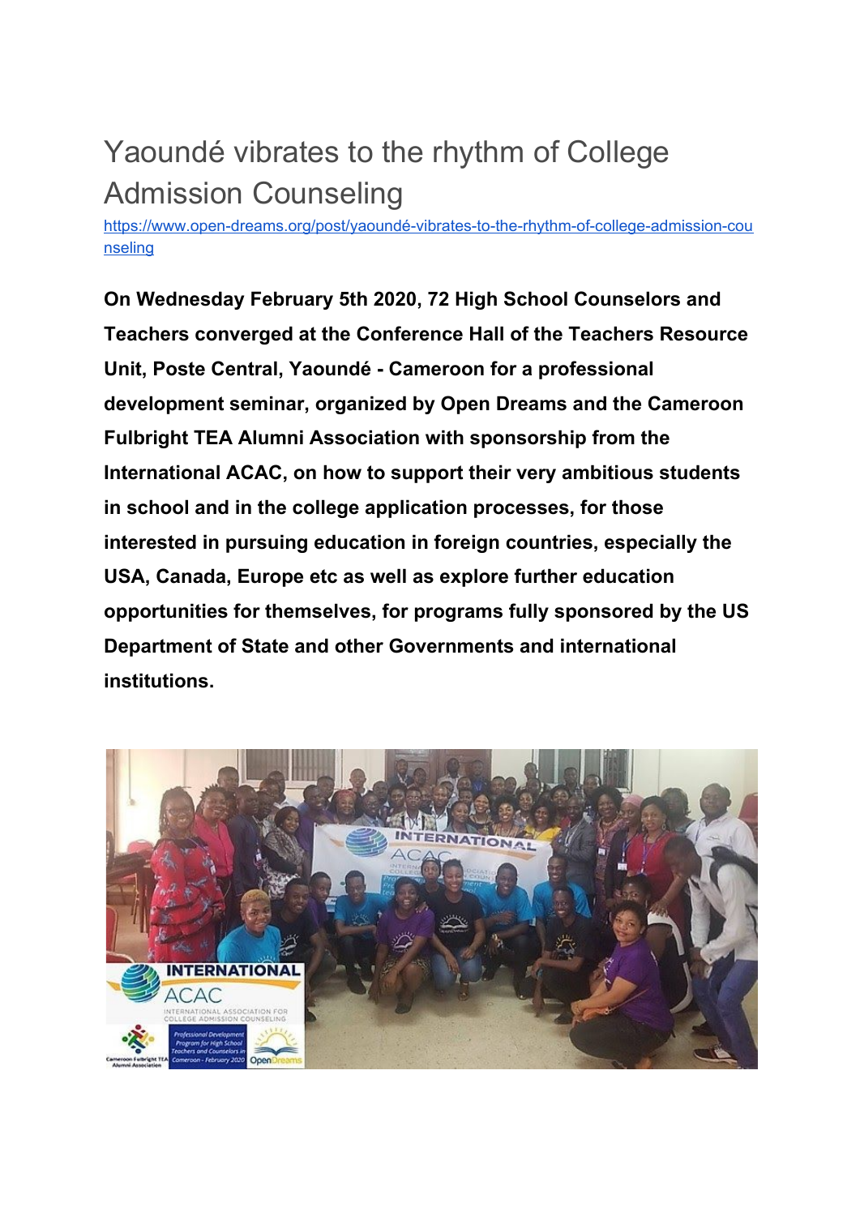# Yaoundé vibrates to the rhythm of College Admission Counseling

[https://www.open-dreams.org/post/yaoundé-vibrates-to-the-rhythm-of-college-admission-counseling](https://www.open-dreams.org/post/yaoundé-vibrates-to-the-rhythm-of-college-admission-counseling)

**On Wednesday February 5th 2020, 72 High School Counselors and Teachers converged at the Conference Hall of the Teachers Resource Unit, Poste Central, Yaoundé - Cameroon for a professional development seminar, organized by Open Dreams and the Cameroon Fulbright TEA Alumni Association with sponsorship from the International ACAC, on how to support their very ambitious students in school and in the college application processes, for those interested in pursuing education in foreign countries, especially the USA, Canada, Europe etc as well as explore further education opportunities for themselves, for programs fully sponsored by the US Department of State and other Governments and international institutions.**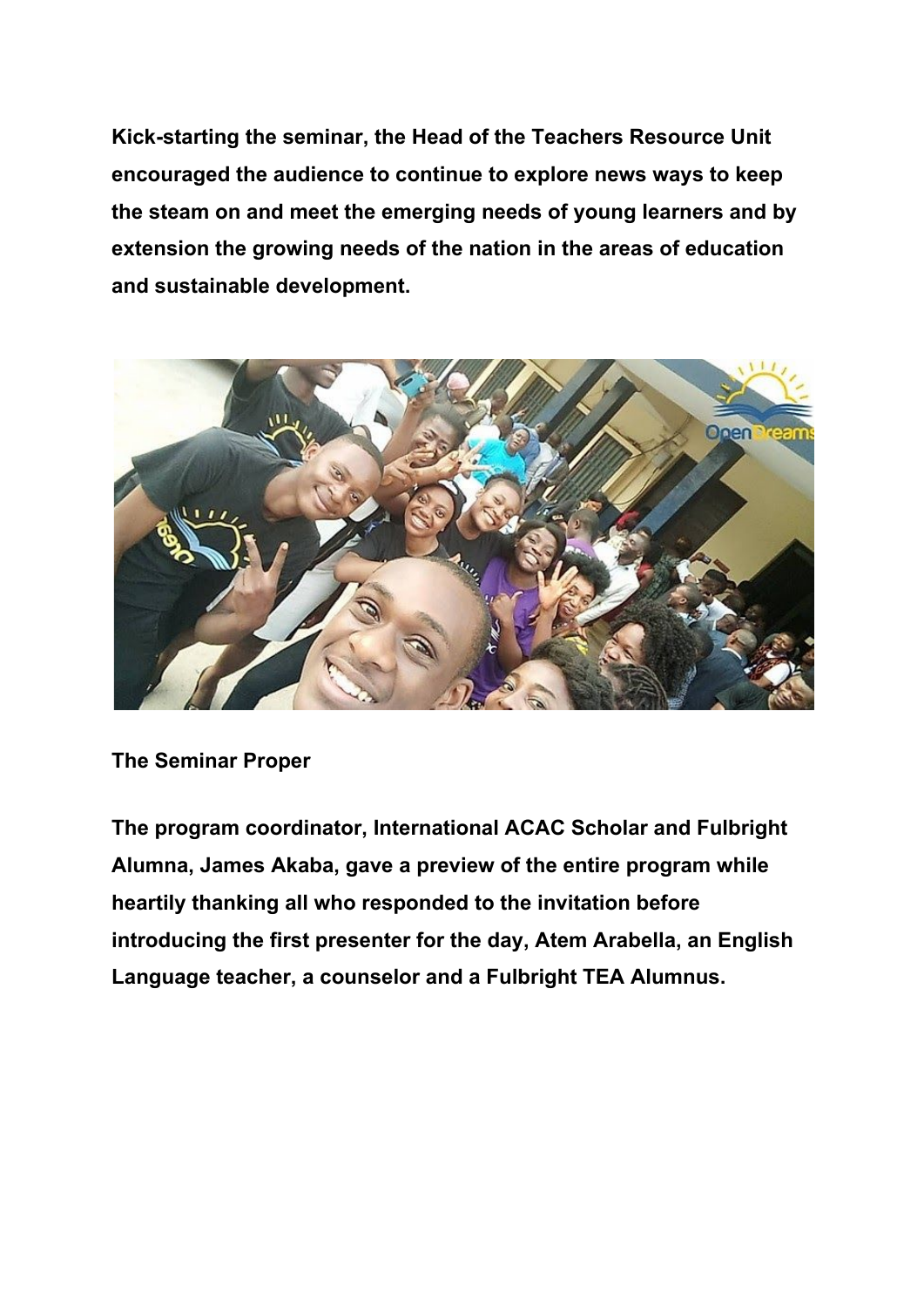**Kick-starting the seminar, the Head of the Teachers Resource Unit encouraged the audience to continue to explore news ways to keep the steam on and meet the emerging needs of young learners and by extension the growing needs of the nation in the areas of education and sustainable development.**

**The Seminar Proper**

**The program coordinator, International ACAC Scholar and Fulbright Alumna, James Akaba, gave a preview of the entire program while heartily thanking all who responded to the invitation before introducing the first presenter for the day, Atem Arabella, an English Language teacher, a counselor and a Fulbright TEA Alumnus.**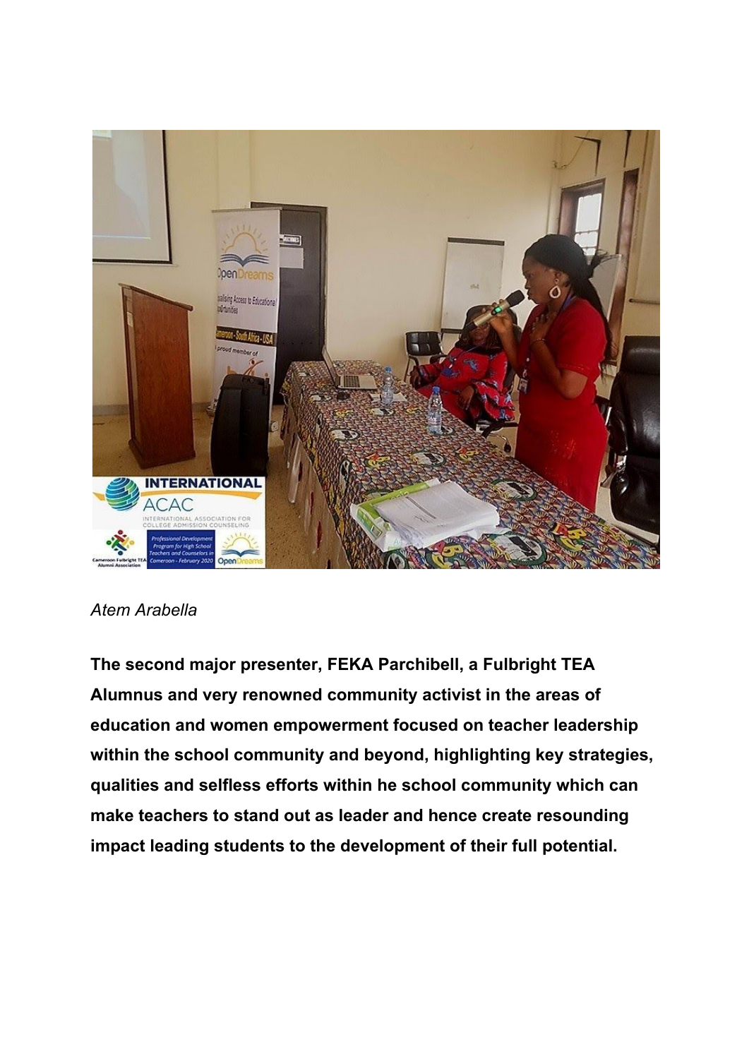*Atem Arabella*

**The second major presenter, FEKA Parchibell, a Fulbright TEA Alumnus and very renowned community activist in the areas of education and women empowerment focused on teacher leadership within the school community and beyond, highlighting key strategies, qualities and selfless efforts within he school community which can make teachers to stand out as leader and hence create resounding impact leading students to the development of their full potential.**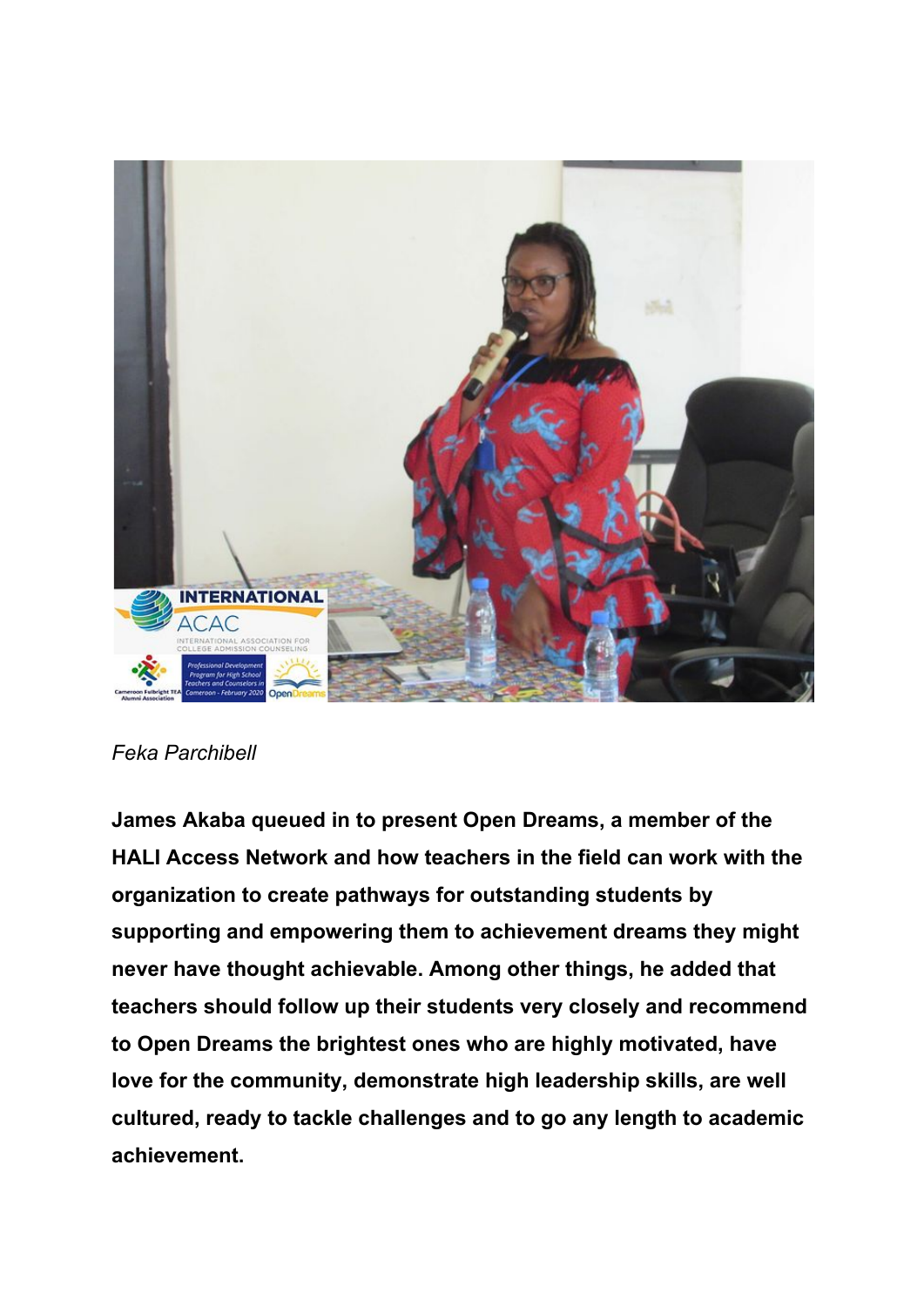*Feka Parchibell*

**James Akaba queued in to present Open Dreams, a member of the HALI Access Network and how teachers in the field can work with the organization to create pathways for outstanding students by supporting and empowering them to achievement dreams they might never have thought achievable. Among other things, he added that teachers should follow up their students very closely and recommend to Open Dreams the brightest ones who are highly motivated, have love for the community, demonstrate high leadership skills, are well cultured, ready to tackle challenges and to go any length to academic achievement.**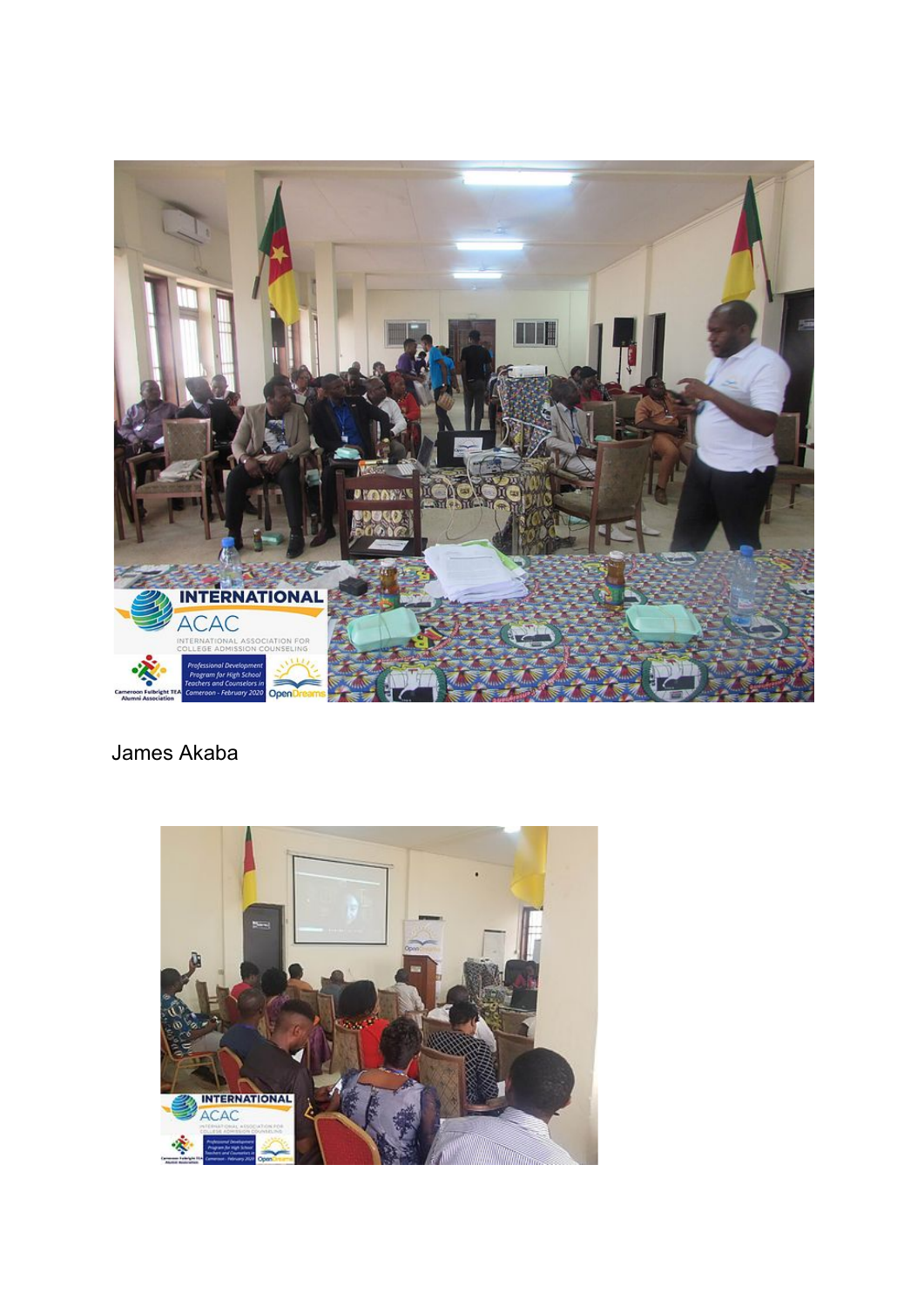James Akaba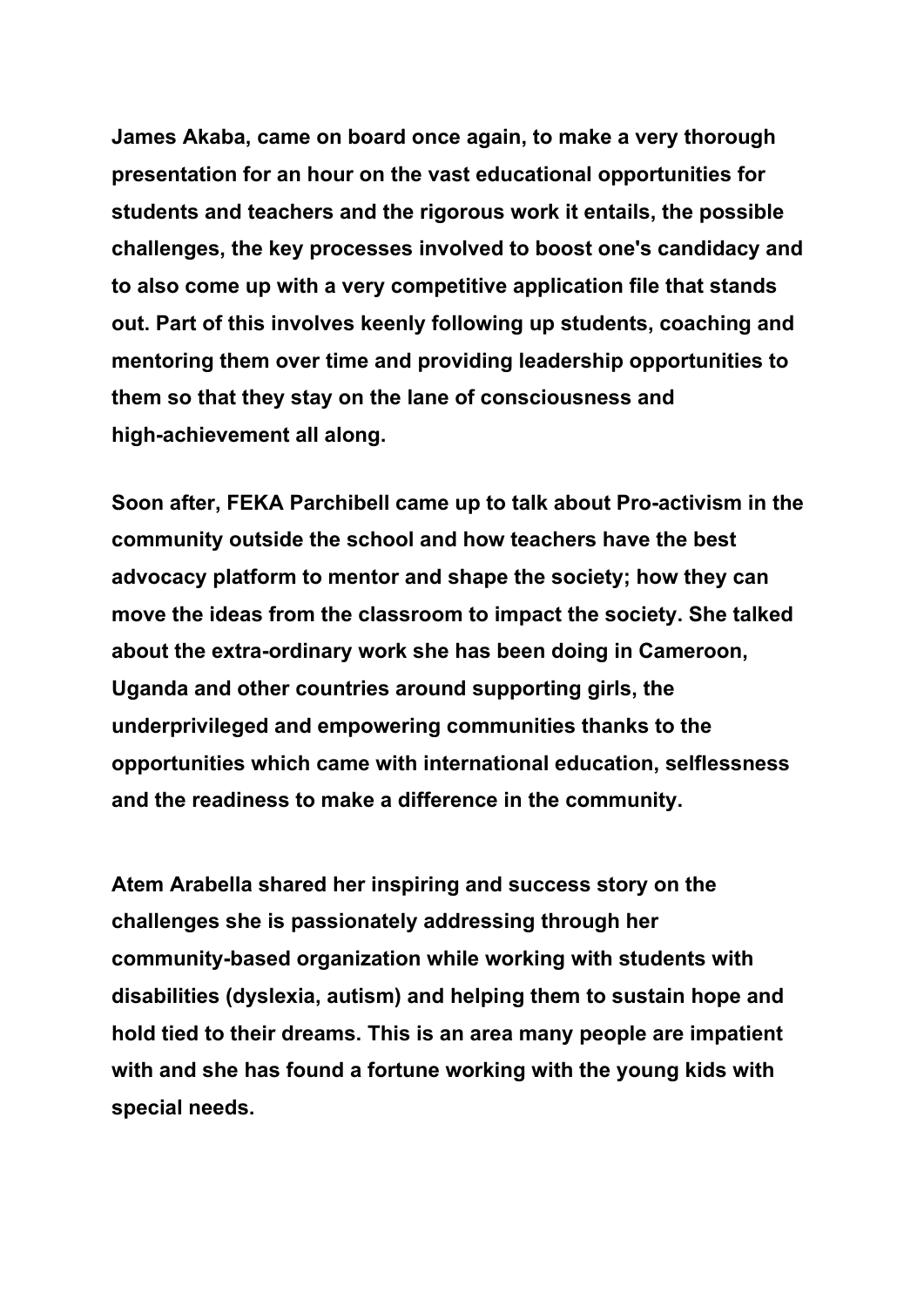**James Akaba, came on board once again, to make a very thorough presentation for an hour on the vast educational opportunities for students and teachers and the rigorous work it entails, the possible challenges, the key processes involved to boost one's candidacy and to also come up with a very competitive application file that stands out. Part of this involves keenly following up students, coaching and mentoring them over time and providing leadership opportunities to them so that they stay on the lane of consciousness and high-achievement all along.**

**Soon after, FEKA Parchibell came up to talk about Pro-activism in the community outside the school and how teachers have the best advocacy platform to mentor and shape the society; how they can move the ideas from the classroom to impact the society. She talked about the extra-ordinary work she has been doing in Cameroon, Uganda and other countries around supporting girls, the underprivileged and empowering communities thanks to the opportunities which came with international education, selflessness and the readiness to make a difference in the community.**

**Atem Arabella shared her inspiring and success story on the challenges she is passionately addressing through her community-based organization while working with students with disabilities (dyslexia, autism) and helping them to sustain hope and hold tied to their dreams. This is an area many people are impatient with and she has found a fortune working with the young kids with special needs.**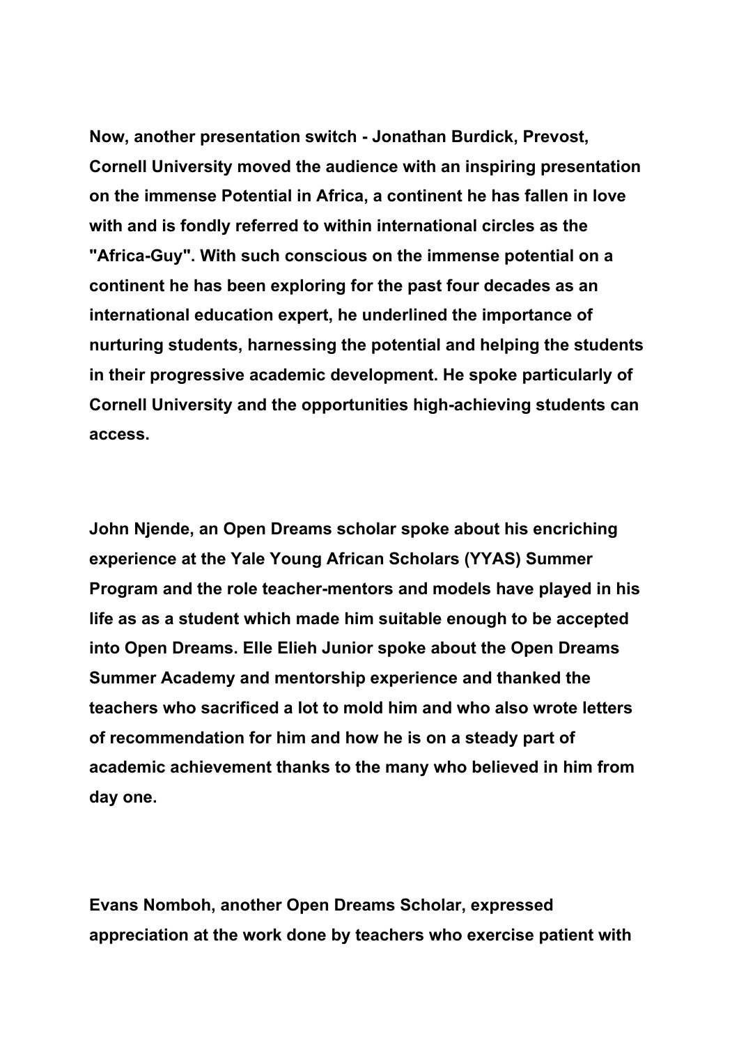**Now, another presentation switch - Jonathan Burdick, Prevost, Cornell University moved the audience with an inspiring presentation on the immense Potential in Africa, a continent he has fallen in love with and is fondly referred to within international circles as the "Africa-Guy". With such conscious on the immense potential on a continent he has been exploring for the past four decades as an international education expert, he underlined the importance of nurturing students, harnessing the potential and helping the students in their progressive academic development. He spoke particularly of Cornell University and the opportunities high-achieving students can access.**

**John Njende, an Open Dreams scholar spoke about his encriching experience at the Yale Young African Scholars (YYAS) Summer Program and the role teacher-mentors and models have played in his life as as a student which made him suitable enough to be accepted into Open Dreams. Elle Elieh Junior spoke about the Open Dreams Summer Academy and mentorship experience and thanked the teachers who sacrificed a lot to mold him and who also wrote letters of recommendation for him and how he is on a steady part of academic achievement thanks to the many who believed in him from day one.**

**Evans Nomboh, another Open Dreams Scholar, expressed appreciation at the work done by teachers who exercise patient with**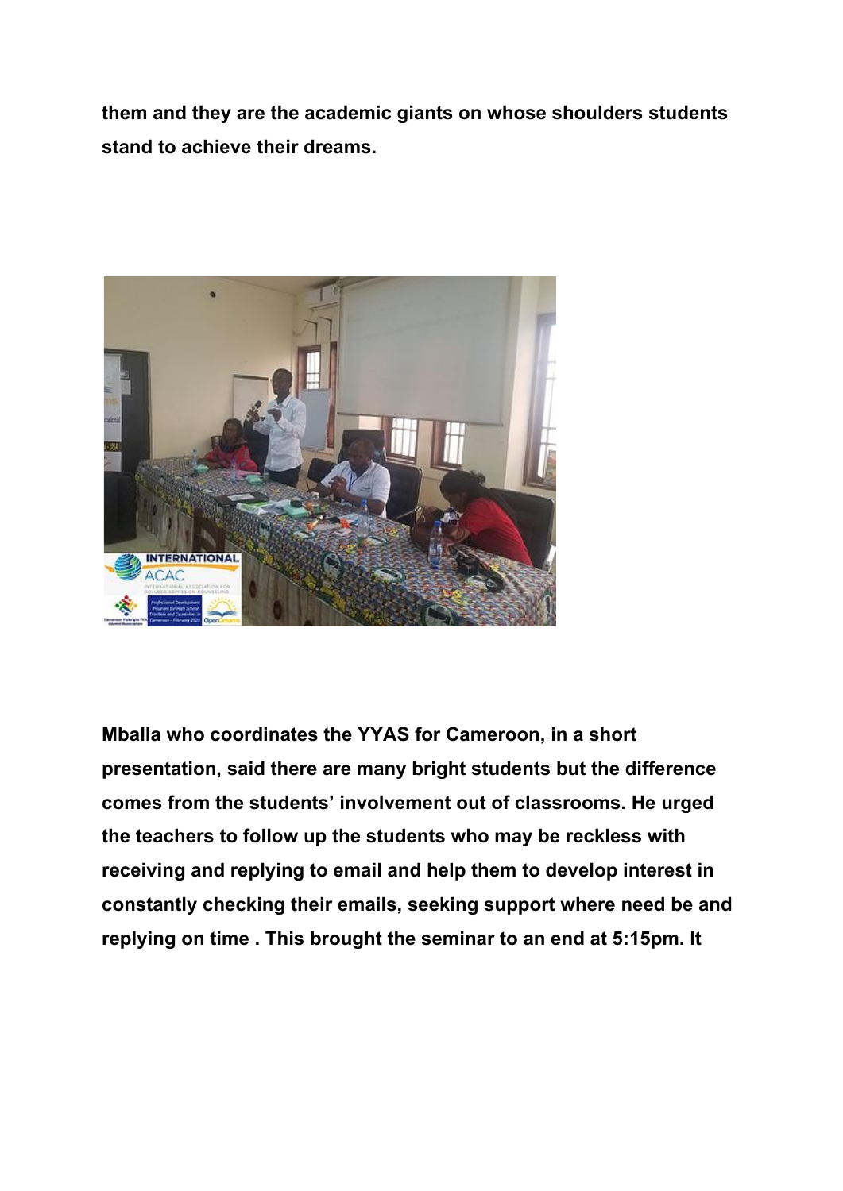**them and they are the academic giants on whose shoulders students stand to achieve their dreams.**

**Mballa who coordinates the YYAS for Cameroon, in a short presentation, said there are many bright students but the difference comes from the students' involvement out of classrooms. He urged the teachers to follow up the students who may be reckless with receiving and replying to email and help them to develop interest in constantly checking their emails, seeking support where need be and replying on time . This brought the seminar to an end at 5:15pm. It**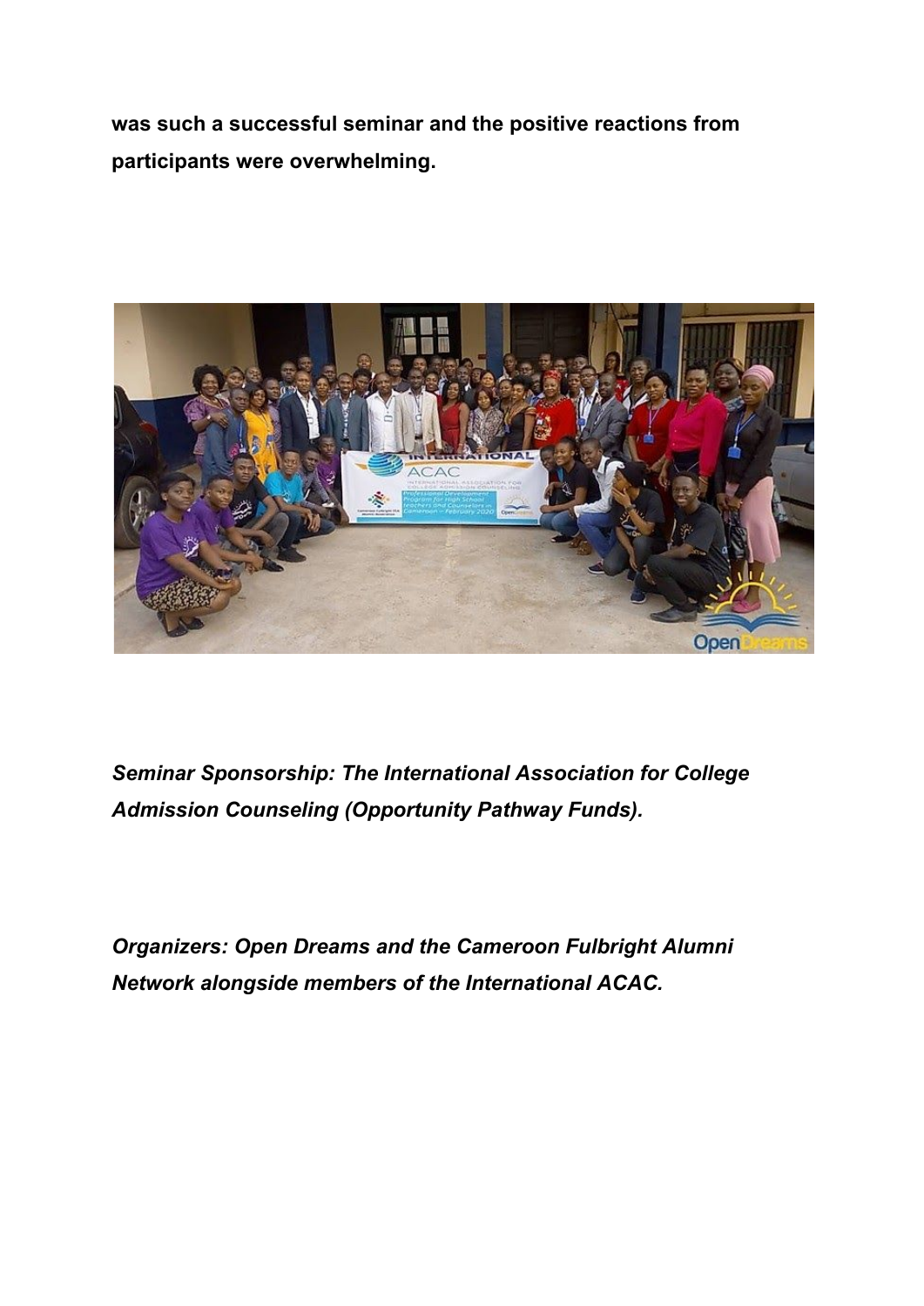**was such a successful seminar and the positive reactions from participants were overwhelming.**

***Seminar Sponsorship: The International Association for College Admission Counseling (Opportunity Pathway Funds).***

***Organizers: Open Dreams and the Cameroon Fulbright Alumni Network alongside members of the International ACAC.***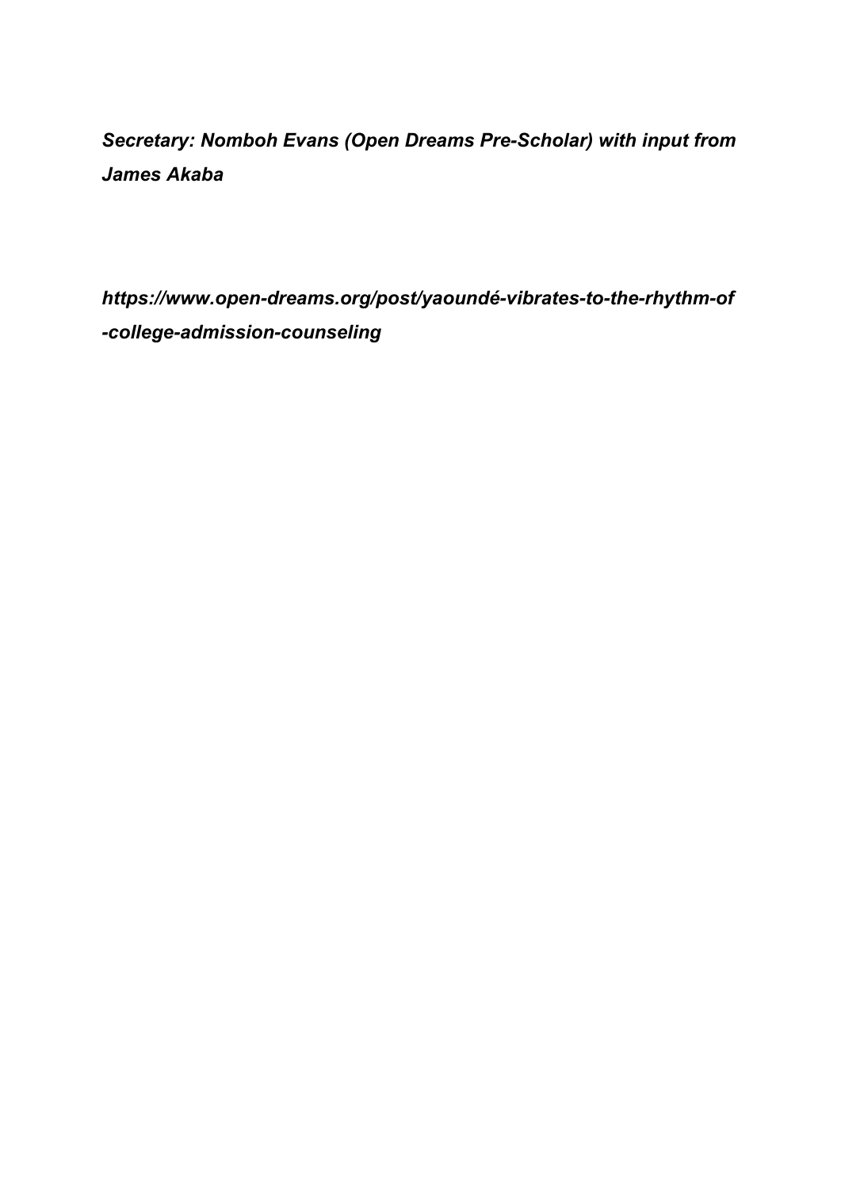*Secretary: Nomboh Evans (Open Dreams Pre-Scholar) with input from James Akaba*

*https://www.open-dreams.org/post/yaoundé-vibrates-to-the-rhythm-of-college-admission-counseling*